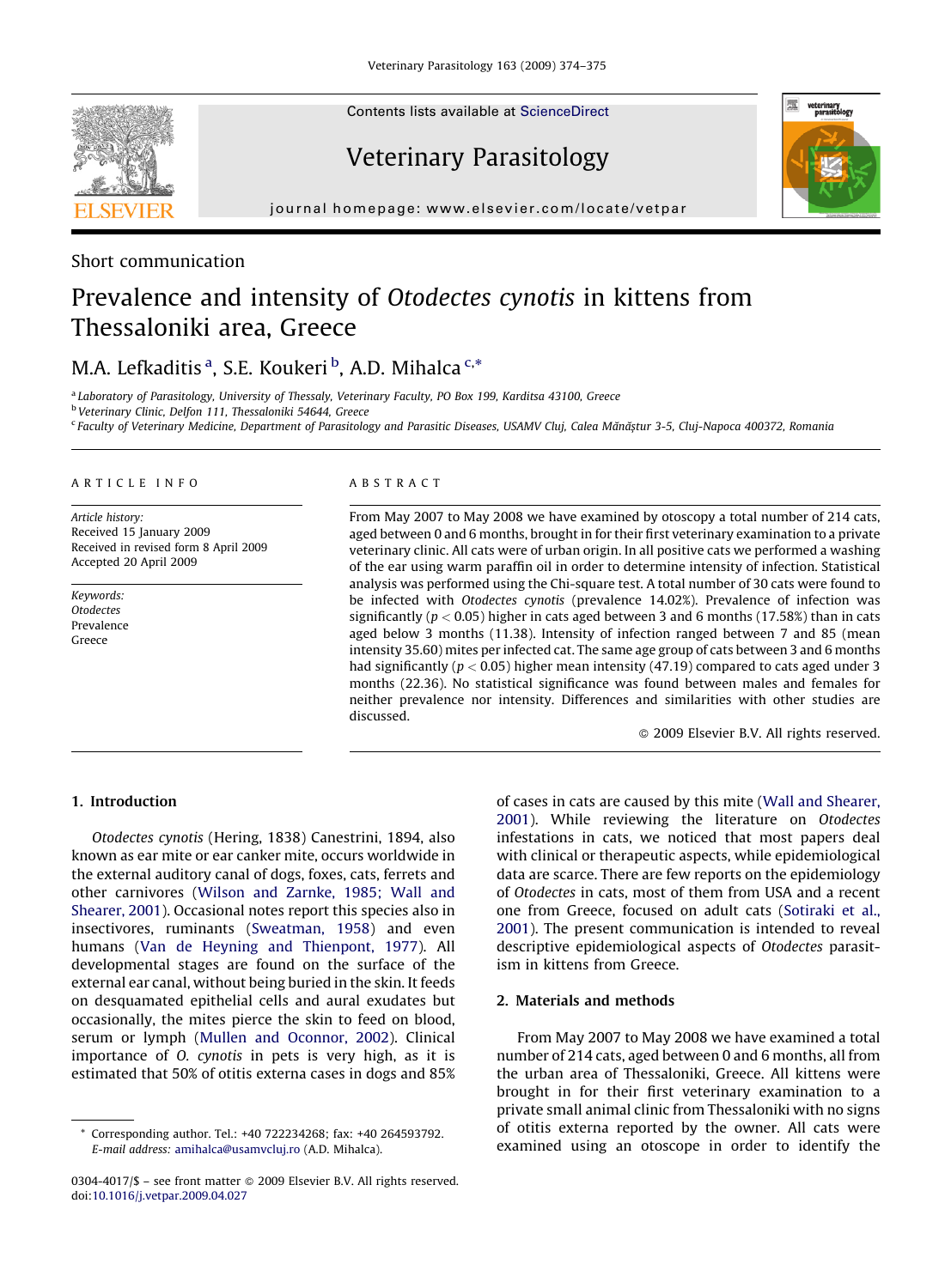Short communication

# Prevalence and intensity of *Otodectes cynotis* in kittens from Thessaloniki area, Greece

M.A. Lefkaditis [a], S.E. Koukeri [b], A.D. Mihalca [c,*]

[a] Laboratory of Parasitology, University of Thessaly, Veterinary Faculty, PO Box 199, Karditsa 43100, Greece

[b] Veterinary Clinic, Delfon 111, Thessaloniki 54644, Greece

[c] Faculty of Veterinary Medicine, Department of Parasitology and Parasitic Diseases, USAMV Cluj, Calea Mănăştur 3-5, Cluj-Napoca 400372, Romania

ARTICLE INFO

*Article history:*
Received 15 January 2009
Received in revised form 8 April 2009
Accepted 20 April 2009

*Keywords:*
Otodectes
Prevalence
Greece

ABSTRACT

From May 2007 to May 2008 we have examined by otoscopy a total number of 214 cats, aged between 0 and 6 months, brought in for their first veterinary examination to a private veterinary clinic. All cats were of urban origin. In all positive cats we performed a washing of the ear using warm paraffin oil in order to determine intensity of infection. Statistical analysis was performed using the Chi-square test. A total number of 30 cats were found to be infected with *Otodectes cynotis* (prevalence 14.02%). Prevalence of infection was significantly ($p < 0.05$) higher in cats aged between 3 and 6 months (17.58%) than in cats aged below 3 months (11.38). Intensity of infection ranged between 7 and 85 (mean intensity 35.60) mites per infected cat. The same age group of cats between 3 and 6 months had significantly ($p < 0.05$) higher mean intensity (47.19) compared to cats aged under 3 months (22.36). No statistical significance was found between males and females for neither prevalence nor intensity. Differences and similarities with other studies are discussed.

© 2009 Elsevier B.V. All rights reserved.

## 1. Introduction

*Otodectes cynotis* (Hering, 1838) Canestrini, 1894, also known as ear mite or ear canker mite, occurs worldwide in the external auditory canal of dogs, foxes, cats, ferrets and other carnivores (Wilson and Zarnke, 1985; Wall and Shearer, 2001). Occasional notes report this species also in insectivores, ruminants (Sweatman, 1958) and even humans (Van de Heyning and Thienpont, 1977). All developmental stages are found on the surface of the external ear canal, without being buried in the skin. It feeds on desquamated epithelial cells and aural exudates but occasionally, the mites pierce the skin to feed on blood, serum or lymph (Mullen and Oconnor, 2002). Clinical importance of *O. cynotis* in pets is very high, as it is estimated that 50% of otitis externa cases in dogs and 85% of cases in cats are caused by this mite (Wall and Shearer, 2001). While reviewing the literature on *Otodectes* infestations in cats, we noticed that most papers deal with clinical or therapeutic aspects, while epidemiological data are scarce. There are few reports on the epidemiology of *Otodectes* in cats, most of them from USA and a recent one from Greece, focused on adult cats (Sotiraki et al., 2001). The present communication is intended to reveal descriptive epidemiological aspects of *Otodectes* parasitism in kittens from Greece.

## 2. Materials and methods

From May 2007 to May 2008 we have examined a total number of 214 cats, aged between 0 and 6 months, all from the urban area of Thessaloniki, Greece. All kittens were brought in for their first veterinary examination to a private small animal clinic from Thessaloniki with no signs of otitis externa reported by the owner. All cats were examined using an otoscope in order to identify the

* Corresponding author. Tel.: +40 722234268; fax: +40 264593792. *E-mail address:* amihalca@usamvcluj.ro (A.D. Mihalca).

0304-4017/$ – see front matter © 2009 Elsevier B.V. All rights reserved.
doi:10.1016/j.vetpar.2009.04.027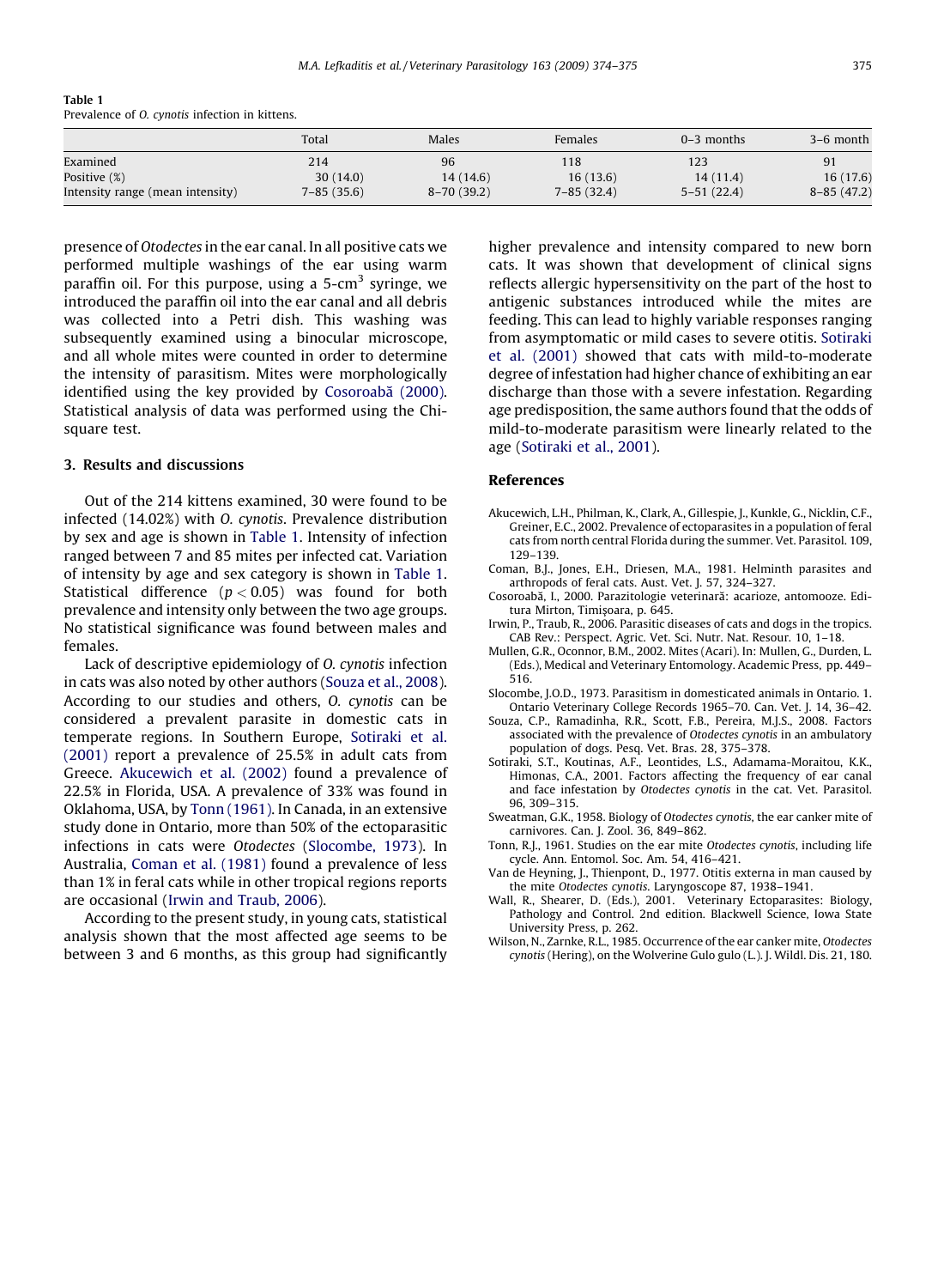**Table 1**
Prevalence of *O. cynotis* infection in kittens.

| | Total | Males | Females | 0–3 months | 3–6 month |
|---|---|---|---|---|---|
| Examined | 214 | 96 | 118 | 123 | 91 |
| Positive (%) | 30 (14.0) | 14 (14.6) | 16 (13.6) | 14 (11.4) | 16 (17.6) |
| Intensity range (mean intensity) | 7–85 (35.6) | 8–70 (39.2) | 7–85 (32.4) | 5–51 (22.4) | 8–85 (47.2) |

presence of *Otodectes* in the ear canal. In all positive cats we performed multiple washings of the ear using warm paraffin oil. For this purpose, using a 5-cm$^3$ syringe, we introduced the paraffin oil into the ear canal and all debris was collected into a Petri dish. This washing was subsequently examined using a binocular microscope, and all whole mites were counted in order to determine the intensity of parasitism. Mites were morphologically identified using the key provided by Cosoroabă (2000). Statistical analysis of data was performed using the Chi-square test.

## 3. Results and discussions

Out of the 214 kittens examined, 30 were found to be infected (14.02%) with *O. cynotis*. Prevalence distribution by sex and age is shown in Table 1. Intensity of infection ranged between 7 and 85 mites per infected cat. Variation of intensity by age and sex category is shown in Table 1. Statistical difference ($p < 0.05$) was found for both prevalence and intensity only between the two age groups. No statistical significance was found between males and females.

Lack of descriptive epidemiology of *O. cynotis* infection in cats was also noted by other authors (Souza et al., 2008). According to our studies and others, *O. cynotis* can be considered a prevalent parasite in domestic cats in temperate regions. In Southern Europe, Sotiraki et al. (2001) report a prevalence of 25.5% in adult cats from Greece. Akucewich et al. (2002) found a prevalence of 22.5% in Florida, USA. A prevalence of 33% was found in Oklahoma, USA, by Tonn (1961). In Canada, in an extensive study done in Ontario, more than 50% of the ectoparasitic infections in cats were *Otodectes* (Slocombe, 1973). In Australia, Coman et al. (1981) found a prevalence of less than 1% in feral cats while in other tropical regions reports are occasional (Irwin and Traub, 2006).

According to the present study, in young cats, statistical analysis shown that the most affected age seems to be between 3 and 6 months, as this group had significantly higher prevalence and intensity compared to new born cats. It was shown that development of clinical signs reflects allergic hypersensitivity on the part of the host to antigenic substances introduced while the mites are feeding. This can lead to highly variable responses ranging from asymptomatic or mild cases to severe otitis. Sotiraki et al. (2001) showed that cats with mild-to-moderate degree of infestation had higher chance of exhibiting an ear discharge than those with a severe infestation. Regarding age predisposition, the same authors found that the odds of mild-to-moderate parasitism were linearly related to the age (Sotiraki et al., 2001).

## References

Akucewich, L.H., Philman, K., Clark, A., Gillespie, J., Kunkle, G., Nicklin, C.F., Greiner, E.C., 2002. Prevalence of ectoparasites in a population of feral cats from north central Florida during the summer. Vet. Parasitol. 109, 129–139.

Coman, B.J., Jones, E.H., Driesen, M.A., 1981. Helminth parasites and arthropods of feral cats. Aust. Vet. J. 57, 324–327.

Cosoroabă, I., 2000. Parazitologie veterinară: acarioze, antomooze. Editura Mirton, Timişoara, p. 645.

Irwin, P., Traub, R., 2006. Parasitic diseases of cats and dogs in the tropics. CAB Rev.: Perspect. Agric. Vet. Sci. Nutr. Nat. Resour. 10, 1–18.

Mullen, G.R., Oconnor, B.M., 2002. Mites (Acari). In: Mullen, G., Durden, L. (Eds.), Medical and Veterinary Entomology. Academic Press, pp. 449–516.

Slocombe, J.O.D., 1973. Parasitism in domesticated animals in Ontario. 1. Ontario Veterinary College Records 1965–70. Can. Vet. J. 14, 36–42.

Souza, C.P., Ramadinha, R.R., Scott, F.B., Pereira, M.J.S., 2008. Factors associated with the prevalence of *Otodectes cynotis* in an ambulatory population of dogs. Pesq. Vet. Bras. 28, 375–378.

Sotiraki, S.T., Koutinas, A.F., Leontides, L.S., Adamama-Moraitou, K.K., Himonas, C.A., 2001. Factors affecting the frequency of ear canal and face infestation by *Otodectes cynotis* in the cat. Vet. Parasitol. 96, 309–315.

Sweatman, G.K., 1958. Biology of *Otodectes cynotis*, the ear canker mite of carnivores. Can. J. Zool. 36, 849–862.

Tonn, R.J., 1961. Studies on the ear mite *Otodectes cynotis*, including life cycle. Ann. Entomol. Soc. Am. 54, 416–421.

Van de Heyning, J., Thienpont, D., 1977. Otitis externa in man caused by the mite *Otodectes cynotis*. Laryngoscope 87, 1938–1941.

Wall, R., Shearer, D. (Eds.), 2001. Veterinary Ectoparasites: Biology, Pathology and Control. 2nd edition. Blackwell Science, Iowa State University Press, p. 262.

Wilson, N., Zarnke, R.L., 1985. Occurrence of the ear canker mite, *Otodectes cynotis* (Hering), on the Wolverine Gulo gulo (L.). J. Wildl. Dis. 21, 180.